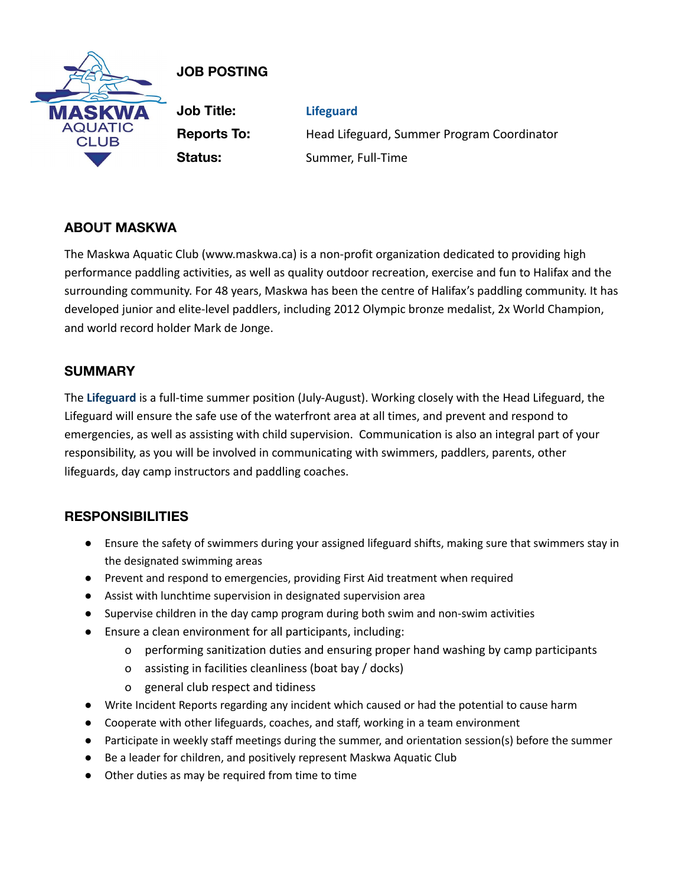# JOB POSTING

**Job Title:** **Lifeguard**
**Reports To:** Head Lifeguard, Summer Program Coordinator
**Status:** Summer, Full-Time

## ABOUT MASKWA

The Maskwa Aquatic Club (www.maskwa.ca) is a non-profit organization dedicated to providing high performance paddling activities, as well as quality outdoor recreation, exercise and fun to Halifax and the surrounding community. For 48 years, Maskwa has been the centre of Halifax's paddling community. It has developed junior and elite-level paddlers, including 2012 Olympic bronze medalist, 2x World Champion, and world record holder Mark de Jonge.

## SUMMARY

The **Lifeguard** is a full-time summer position (July-August). Working closely with the Head Lifeguard, the Lifeguard will ensure the safe use of the waterfront area at all times, and prevent and respond to emergencies, as well as assisting with child supervision. Communication is also an integral part of your responsibility, as you will be involved in communicating with swimmers, paddlers, parents, other lifeguards, day camp instructors and paddling coaches.

## RESPONSIBILITIES

- Ensure the safety of swimmers during your assigned lifeguard shifts, making sure that swimmers stay in the designated swimming areas
- Prevent and respond to emergencies, providing First Aid treatment when required
- Assist with lunchtime supervision in designated supervision area
- Supervise children in the day camp program during both swim and non-swim activities
- Ensure a clean environment for all participants, including:
  - performing sanitization duties and ensuring proper hand washing by camp participants
  - assisting in facilities cleanliness (boat bay / docks)
  - general club respect and tidiness
- Write Incident Reports regarding any incident which caused or had the potential to cause harm
- Cooperate with other lifeguards, coaches, and staff, working in a team environment
- Participate in weekly staff meetings during the summer, and orientation session(s) before the summer
- Be a leader for children, and positively represent Maskwa Aquatic Club
- Other duties as may be required from time to time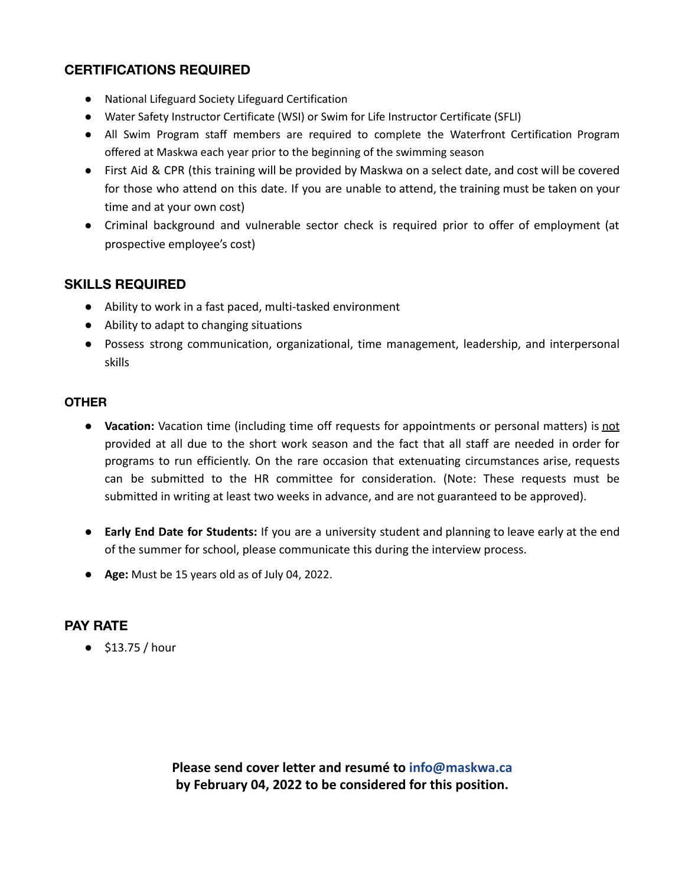## CERTIFICATIONS REQUIRED

- National Lifeguard Society Lifeguard Certification
- Water Safety Instructor Certificate (WSI) or Swim for Life Instructor Certificate (SFLI)
- All Swim Program staff members are required to complete the Waterfront Certification Program offered at Maskwa each year prior to the beginning of the swimming season
- First Aid & CPR (this training will be provided by Maskwa on a select date, and cost will be covered for those who attend on this date. If you are unable to attend, the training must be taken on your time and at your own cost)
- Criminal background and vulnerable sector check is required prior to offer of employment (at prospective employee's cost)

## SKILLS REQUIRED

- Ability to work in a fast paced, multi-tasked environment
- Ability to adapt to changing situations
- Possess strong communication, organizational, time management, leadership, and interpersonal skills

### OTHER

- **Vacation:** Vacation time (including time off requests for appointments or personal matters) is <u>not</u> provided at all due to the short work season and the fact that all staff are needed in order for programs to run efficiently. On the rare occasion that extenuating circumstances arise, requests can be submitted to the HR committee for consideration. (Note: These requests must be submitted in writing at least two weeks in advance, and are not guaranteed to be approved).

- **Early End Date for Students:** If you are a university student and planning to leave early at the end of the summer for school, please communicate this during the interview process.

- **Age:** Must be 15 years old as of July 04, 2022.

## PAY RATE

- $13.75 / hour

**Please send cover letter and resumé to info@maskwa.ca by February 04, 2022 to be considered for this position.**